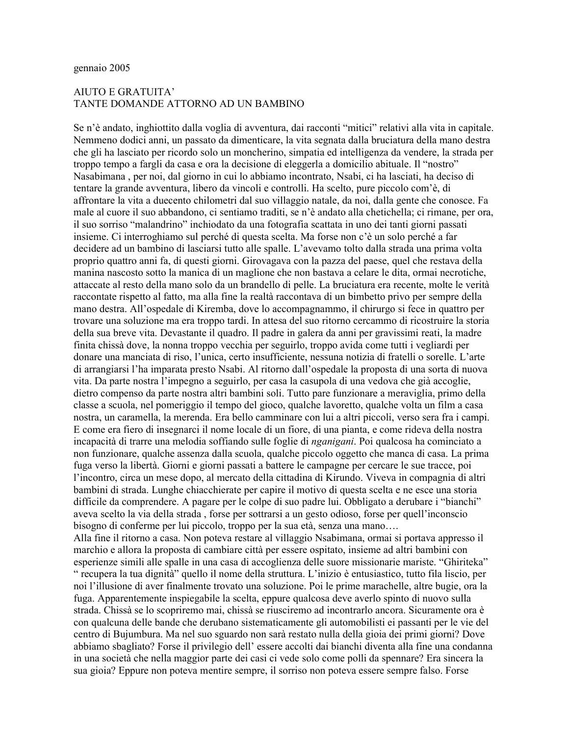gennaio 2005

## AIUTO E GRATUITA'
## TANTE DOMANDE ATTORNO AD UN BAMBINO

Se n'è andato, inghiottito dalla voglia di avventura, dai racconti "mitici" relativi alla vita in capitale. Nemmeno dodici anni, un passato da dimenticare, la vita segnata dalla bruciatura della mano destra che gli ha lasciato per ricordo solo un moncherino, simpatia ed intelligenza da vendere, la strada per troppo tempo a fargli da casa e ora la decisione di eleggerla a domicilio abituale. Il "nostro" Nasabimana , per noi, dal giorno in cui lo abbiamo incontrato, Nsabi, ci ha lasciati, ha deciso di tentare la grande avventura, libero da vincoli e controlli. Ha scelto, pure piccolo com'è, di affrontare la vita a duecento chilometri dal suo villaggio natale, da noi, dalla gente che conosce. Fa male al cuore il suo abbandono, ci sentiamo traditi, se n'è andato alla chetichella; ci rimane, per ora, il suo sorriso "malandrino" inchiodato da una fotografia scattata in uno dei tanti giorni passati insieme. Ci interroghiamo sul perché di questa scelta. Ma forse non c'è un solo perché a far decidere ad un bambino di lasciarsi tutto alle spalle. L'avevamo tolto dalla strada una prima volta proprio quattro anni fa, di questi giorni. Girovagava con la pazza del paese, quel che restava della manina nascosto sotto la manica di un maglione che non bastava a celare le dita, ormai necrotiche, attaccate al resto della mano solo da un brandello di pelle. La bruciatura era recente, molte le verità raccontate rispetto al fatto, ma alla fine la realtà raccontava di un bimbetto privo per sempre della mano destra. All'ospedale di Kiremba, dove lo accompagnammo, il chirurgo si fece in quattro per trovare una soluzione ma era troppo tardi. In attesa del suo ritorno cercammo di ricostruire la storia della sua breve vita. Devastante il quadro. Il padre in galera da anni per gravissimi reati, la madre finita chissà dove, la nonna troppo vecchia per seguirlo, troppo avida come tutti i vegliardi per donare una manciata di riso, l'unica, certo insufficiente, nessuna notizia di fratelli o sorelle. L'arte di arrangiarsi l'ha imparata presto Nsabi. Al ritorno dall'ospedale la proposta di una sorta di nuova vita. Da parte nostra l'impegno a seguirlo, per casa la casupola di una vedova che già accoglie, dietro compenso da parte nostra altri bambini soli. Tutto pare funzionare a meraviglia, primo della classe a scuola, nel pomeriggio il tempo del gioco, qualche lavoretto, qualche volta un film a casa nostra, un caramella, la merenda. Era bello camminare con lui a altri piccoli, verso sera fra i campi. E come era fiero di insegnarci il nome locale di un fiore, di una pianta, e come rideva della nostra incapacità di trarre una melodia soffiando sulle foglie di *nganigani*. Poi qualcosa ha cominciato a non funzionare, qualche assenza dalla scuola, qualche piccolo oggetto che manca di casa. La prima fuga verso la libertà. Giorni e giorni passati a battere le campagne per cercare le sue tracce, poi l'incontro, circa un mese dopo, al mercato della cittadina di Kirundo. Viveva in compagnia di altri bambini di strada. Lunghe chiacchierate per capire il motivo di questa scelta e ne esce una storia difficile da comprendere. A pagare per le colpe di suo padre lui. Obbligato a derubare i "bianchi" aveva scelto la via della strada , forse per sottrarsi a un gesto odioso, forse per quell'inconscio bisogno di conferme per lui piccolo, troppo per la sua età, senza una mano….

Alla fine il ritorno a casa. Non poteva restare al villaggio Nsabimana, ormai si portava appresso il marchio e allora la proposta di cambiare città per essere ospitato, insieme ad altri bambini con esperienze simili alle spalle in una casa di accoglienza delle suore missionarie mariste. "Ghiriteka" " recupera la tua dignità" quello il nome della struttura. L'inizio è entusiastico, tutto fila liscio, per noi l'illusione di aver finalmente trovato una soluzione. Poi le prime marachelle, altre bugie, ora la fuga. Apparentemente inspiegabile la scelta, eppure qualcosa deve averlo spinto di nuovo sulla strada. Chissà se lo scopriremo mai, chissà se riusciremo ad incontrarlo ancora. Sicuramente ora è con qualcuna delle bande che derubano sistematicamente gli automobilisti ei passanti per le vie del centro di Bujumbura. Ma nel suo sguardo non sarà restato nulla della gioia dei primi giorni? Dove abbiamo sbagliato? Forse il privilegio dell' essere accolti dai bianchi diventa alla fine una condanna in una società che nella maggior parte dei casi ci vede solo come polli da spennare? Era sincera la sua gioia? Eppure non poteva mentire sempre, il sorriso non poteva essere sempre falso. Forse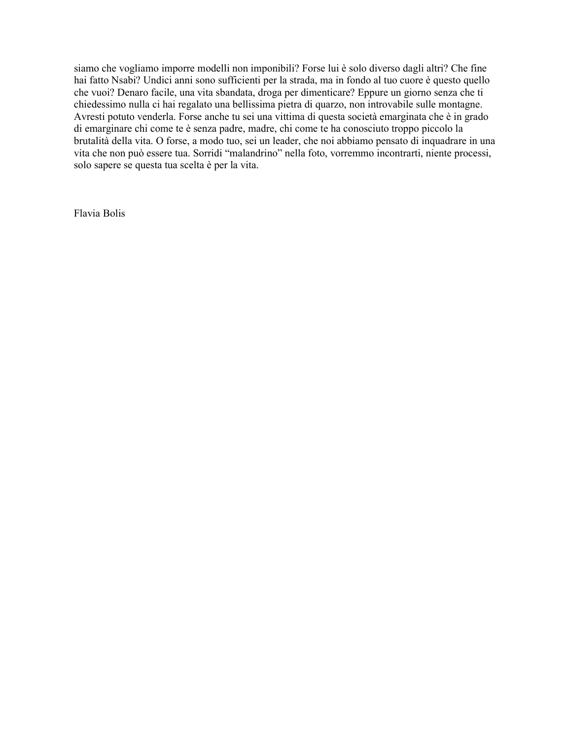siamo che vogliamo imporre modelli non imponibili? Forse lui è solo diverso dagli altri? Che fine hai fatto Nsabi? Undici anni sono sufficienti per la strada, ma in fondo al tuo cuore è questo quello che vuoi? Denaro facile, una vita sbandata, droga per dimenticare? Eppure un giorno senza che ti chiedessimo nulla ci hai regalato una bellissima pietra di quarzo, non introvabile sulle montagne. Avresti potuto venderla. Forse anche tu sei una vittima di questa società emarginata che è in grado di emarginare chi come te è senza padre, madre, chi come te ha conosciuto troppo piccolo la brutalità della vita. O forse, a modo tuo, sei un leader, che noi abbiamo pensato di inquadrare in una vita che non può essere tua. Sorridi "malandrino" nella foto, vorremmo incontrarti, niente processi, solo sapere se questa tua scelta è per la vita.

Flavia Bolis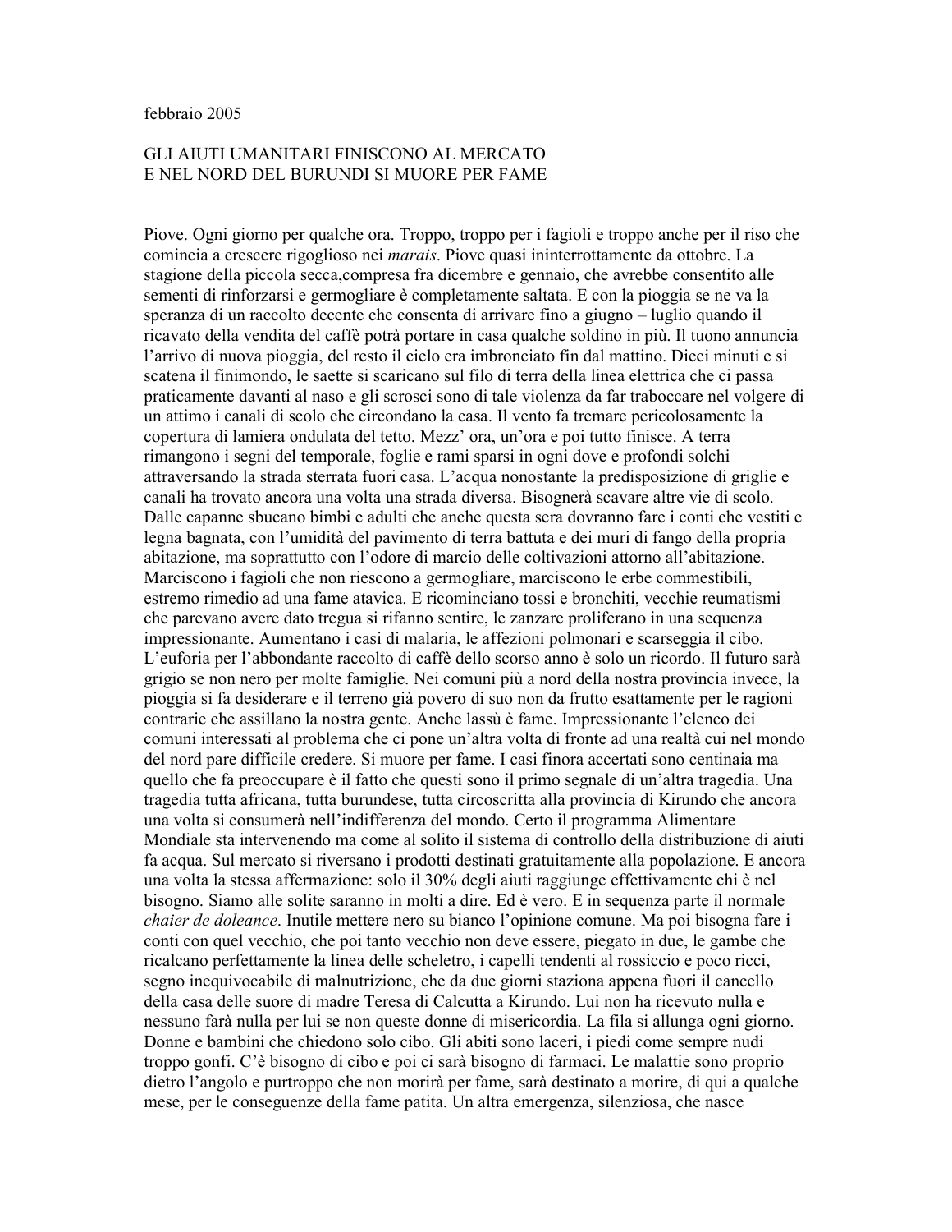febbraio 2005

## GLI AIUTI UMANITARI FINISCONO AL MERCATO E NEL NORD DEL BURUNDI SI MUORE PER FAME

Piove. Ogni giorno per qualche ora. Troppo, troppo per i fagioli e troppo anche per il riso che comincia a crescere rigoglioso nei *marais*. Piove quasi ininterrottamente da ottobre. La stagione della piccola secca,compresa fra dicembre e gennaio, che avrebbe consentito alle sementi di rinforzarsi e germogliare è completamente saltata. E con la pioggia se ne va la speranza di un raccolto decente che consenta di arrivare fino a giugno – luglio quando il ricavato della vendita del caffè potrà portare in casa qualche soldino in più. Il tuono annuncia l'arrivo di nuova pioggia, del resto il cielo era imbronciato fin dal mattino. Dieci minuti e si scatena il finimondo, le saette si scaricano sul filo di terra della linea elettrica che ci passa praticamente davanti al naso e gli scrosci sono di tale violenza da far traboccare nel volgere di un attimo i canali di scolo che circondano la casa. Il vento fa tremare pericolosamente la copertura di lamiera ondulata del tetto. Mezz' ora, un'ora e poi tutto finisce. A terra rimangono i segni del temporale, foglie e rami sparsi in ogni dove e profondi solchi attraversando la strada sterrata fuori casa. L'acqua nonostante la predisposizione di griglie e canali ha trovato ancora una volta una strada diversa. Bisognerà scavare altre vie di scolo. Dalle capanne sbucano bimbi e adulti che anche questa sera dovranno fare i conti che vestiti e legna bagnata, con l'umidità del pavimento di terra battuta e dei muri di fango della propria abitazione, ma soprattutto con l'odore di marcio delle coltivazioni attorno all'abitazione. Marciscono i fagioli che non riescono a germogliare, marciscono le erbe commestibili, estremo rimedio ad una fame atavica. E ricominciano tossi e bronchiti, vecchie reumatismi che parevano avere dato tregua si rifanno sentire, le zanzare proliferano in una sequenza impressionante. Aumentano i casi di malaria, le affezioni polmonari e scarseggia il cibo. L'euforia per l'abbondante raccolto di caffè dello scorso anno è solo un ricordo. Il futuro sarà grigio se non nero per molte famiglie. Nei comuni più a nord della nostra provincia invece, la pioggia si fa desiderare e il terreno già povero di suo non da frutto esattamente per le ragioni contrarie che assillano la nostra gente. Anche lassù è fame. Impressionante l'elenco dei comuni interessati al problema che ci pone un'altra volta di fronte ad una realtà cui nel mondo del nord pare difficile credere. Si muore per fame. I casi finora accertati sono centinaia ma quello che fa preoccupare è il fatto che questi sono il primo segnale di un'altra tragedia. Una tragedia tutta africana, tutta burundese, tutta circoscritta alla provincia di Kirundo che ancora una volta si consumerà nell'indifferenza del mondo. Certo il programma Alimentare Mondiale sta intervenendo ma come al solito il sistema di controllo della distribuzione di aiuti fa acqua. Sul mercato si riversano i prodotti destinati gratuitamente alla popolazione. E ancora una volta la stessa affermazione: solo il 30% degli aiuti raggiunge effettivamente chi è nel bisogno. Siamo alle solite saranno in molti a dire. Ed è vero. E in sequenza parte il normale *chaier de doleance*. Inutile mettere nero su bianco l'opinione comune. Ma poi bisogna fare i conti con quel vecchio, che poi tanto vecchio non deve essere, piegato in due, le gambe che ricalcano perfettamente la linea delle scheletro, i capelli tendenti al rossiccio e poco ricci, segno inequivocabile di malnutrizione, che da due giorni staziona appena fuori il cancello della casa delle suore di madre Teresa di Calcutta a Kirundo. Lui non ha ricevuto nulla e nessuno farà nulla per lui se non queste donne di misericordia. La fila si allunga ogni giorno. Donne e bambini che chiedono solo cibo. Gli abiti sono laceri, i piedi come sempre nudi troppo gonfi. C'è bisogno di cibo e poi ci sarà bisogno di farmaci. Le malattie sono proprio dietro l'angolo e purtroppo che non morirà per fame, sarà destinato a morire, di qui a qualche mese, per le conseguenze della fame patita. Un altra emergenza, silenziosa, che nasce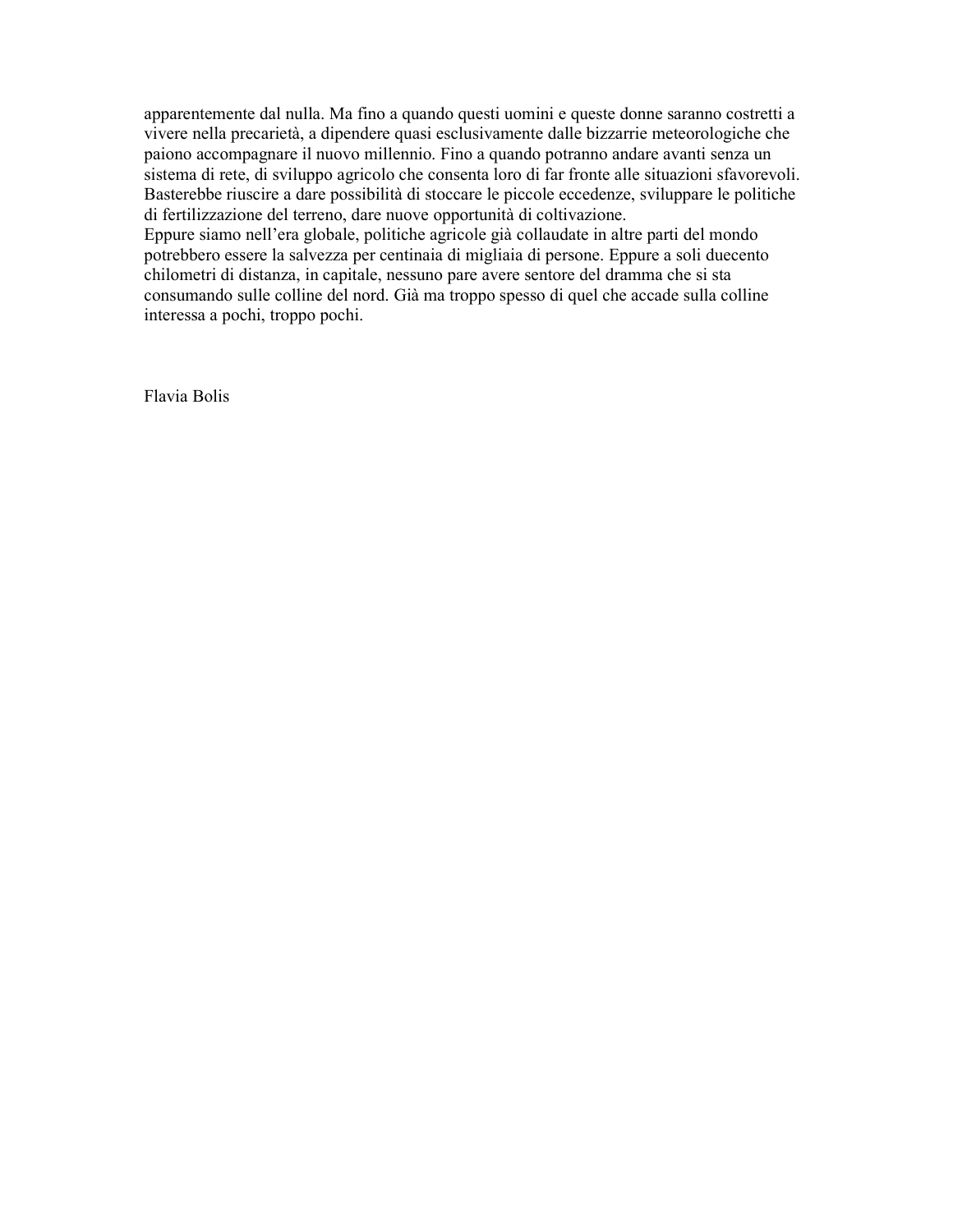apparentemente dal nulla. Ma fino a quando questi uomini e queste donne saranno costretti a vivere nella precarietà, a dipendere quasi esclusivamente dalle bizzarrie meteorologiche che paiono accompagnare il nuovo millennio. Fino a quando potranno andare avanti senza un sistema di rete, di sviluppo agricolo che consenta loro di far fronte alle situazioni sfavorevoli. Basterebbe riuscire a dare possibilità di stoccare le piccole eccedenze, sviluppare le politiche di fertilizzazione del terreno, dare nuove opportunità di coltivazione.

Eppure siamo nell'era globale, politiche agricole già collaudate in altre parti del mondo potrebbero essere la salvezza per centinaia di migliaia di persone. Eppure a soli duecento chilometri di distanza, in capitale, nessuno pare avere sentore del dramma che si sta consumando sulle colline del nord. Già ma troppo spesso di quel che accade sulla colline interessa a pochi, troppo pochi.

Flavia Bolis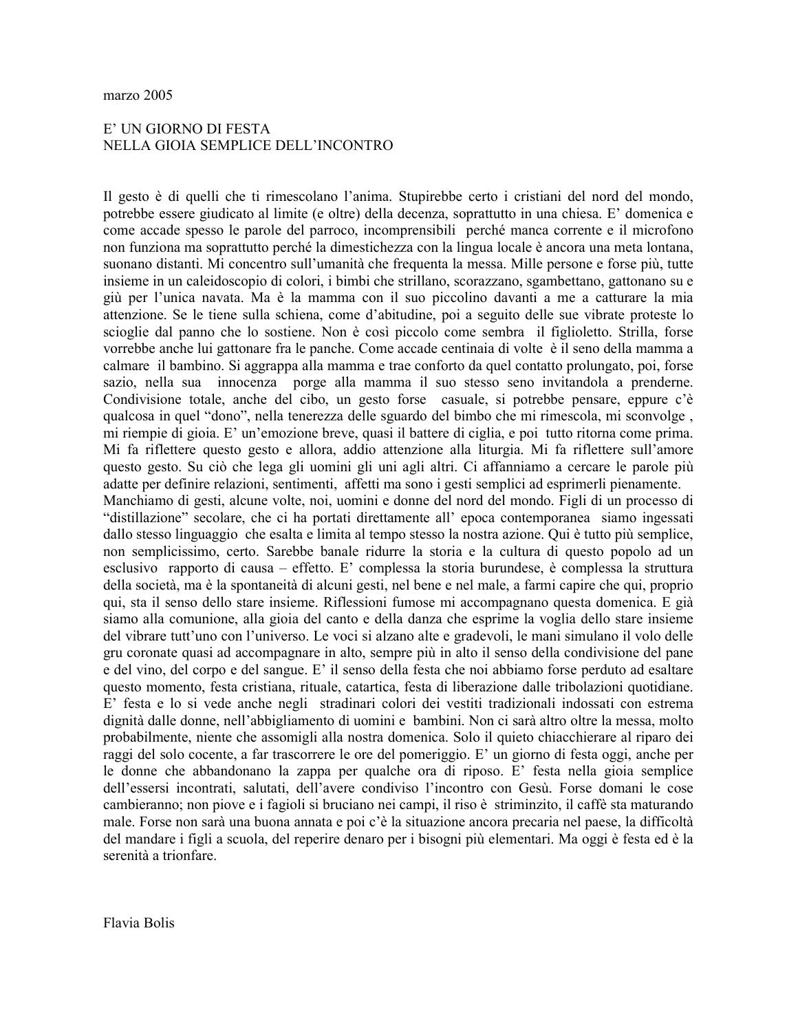marzo 2005

## E' UN GIORNO DI FESTA
## NELLA GIOIA SEMPLICE DELL'INCONTRO

Il gesto è di quelli che ti rimescolano l'anima. Stupirebbe certo i cristiani del nord del mondo, potrebbe essere giudicato al limite (e oltre) della decenza, soprattutto in una chiesa. E' domenica e come accade spesso le parole del parroco, incomprensibili perché manca corrente e il microfono non funziona ma soprattutto perché la dimestichezza con la lingua locale è ancora una meta lontana, suonano distanti. Mi concentro sull'umanità che frequenta la messa. Mille persone e forse più, tutte insieme in un caleidoscopio di colori, i bimbi che strillano, scorazzano, sgambettano, gattonano su e giù per l'unica navata. Ma è la mamma con il suo piccolino davanti a me a catturare la mia attenzione. Se le tiene sulla schiena, come d'abitudine, poi a seguito delle sue vibrate proteste lo scioglie dal panno che lo sostiene. Non è così piccolo come sembra il figlioletto. Strilla, forse vorrebbe anche lui gattonare fra le panche. Come accade centinaia di volte è il seno della mamma a calmare il bambino. Si aggrappa alla mamma e trae conforto da quel contatto prolungato, poi, forse sazio, nella sua innocenza porge alla mamma il suo stesso seno invitandola a prenderne. Condivisione totale, anche del cibo, un gesto forse casuale, si potrebbe pensare, eppure c'è qualcosa in quel "dono", nella tenerezza delle sguardo del bimbo che mi rimescola, mi sconvolge , mi riempie di gioia. E' un'emozione breve, quasi il battere di ciglia, e poi tutto ritorna come prima. Mi fa riflettere questo gesto e allora, addio attenzione alla liturgia. Mi fa riflettere sull'amore questo gesto. Su ciò che lega gli uomini gli uni agli altri. Ci affanniamo a cercare le parole più adatte per definire relazioni, sentimenti, affetti ma sono i gesti semplici ad esprimerli pienamente.
Manchiamo di gesti, alcune volte, noi, uomini e donne del nord del mondo. Figli di un processo di "distillazione" secolare, che ci ha portati direttamente all' epoca contemporanea siamo ingessati dallo stesso linguaggio che esalta e limita al tempo stesso la nostra azione. Qui è tutto più semplice, non semplicissimo, certo. Sarebbe banale ridurre la storia e la cultura di questo popolo ad un esclusivo rapporto di causa – effetto. E' complessa la storia burundese, è complessa la struttura della società, ma è la spontaneità di alcuni gesti, nel bene e nel male, a farmi capire che qui, proprio qui, sta il senso dello stare insieme. Riflessioni fumose mi accompagnano questa domenica. E già siamo alla comunione, alla gioia del canto e della danza che esprime la voglia dello stare insieme del vibrare tutt'uno con l'universo. Le voci si alzano alte e gradevoli, le mani simulano il volo delle gru coronate quasi ad accompagnare in alto, sempre più in alto il senso della condivisione del pane e del vino, del corpo e del sangue. E' il senso della festa che noi abbiamo forse perduto ad esaltare questo momento, festa cristiana, rituale, catartica, festa di liberazione dalle tribolazioni quotidiane. E' festa e lo si vede anche negli stradinari colori dei vestiti tradizionali indossati con estrema dignità dalle donne, nell'abbigliamento di uomini e bambini. Non ci sarà altro oltre la messa, molto probabilmente, niente che assomigli alla nostra domenica. Solo il quieto chiacchierare al riparo dei raggi del solo cocente, a far trascorrere le ore del pomeriggio. E' un giorno di festa oggi, anche per le donne che abbandonano la zappa per qualche ora di riposo. E' festa nella gioia semplice dell'essersi incontrati, salutati, dell'avere condiviso l'incontro con Gesù. Forse domani le cose cambieranno; non piove e i fagioli si bruciano nei campi, il riso è striminzito, il caffè sta maturando male. Forse non sarà una buona annata e poi c'è la situazione ancora precaria nel paese, la difficoltà del mandare i figli a scuola, del reperire denaro per i bisogni più elementari. Ma oggi è festa ed è la serenità a trionfare.

Flavia Bolis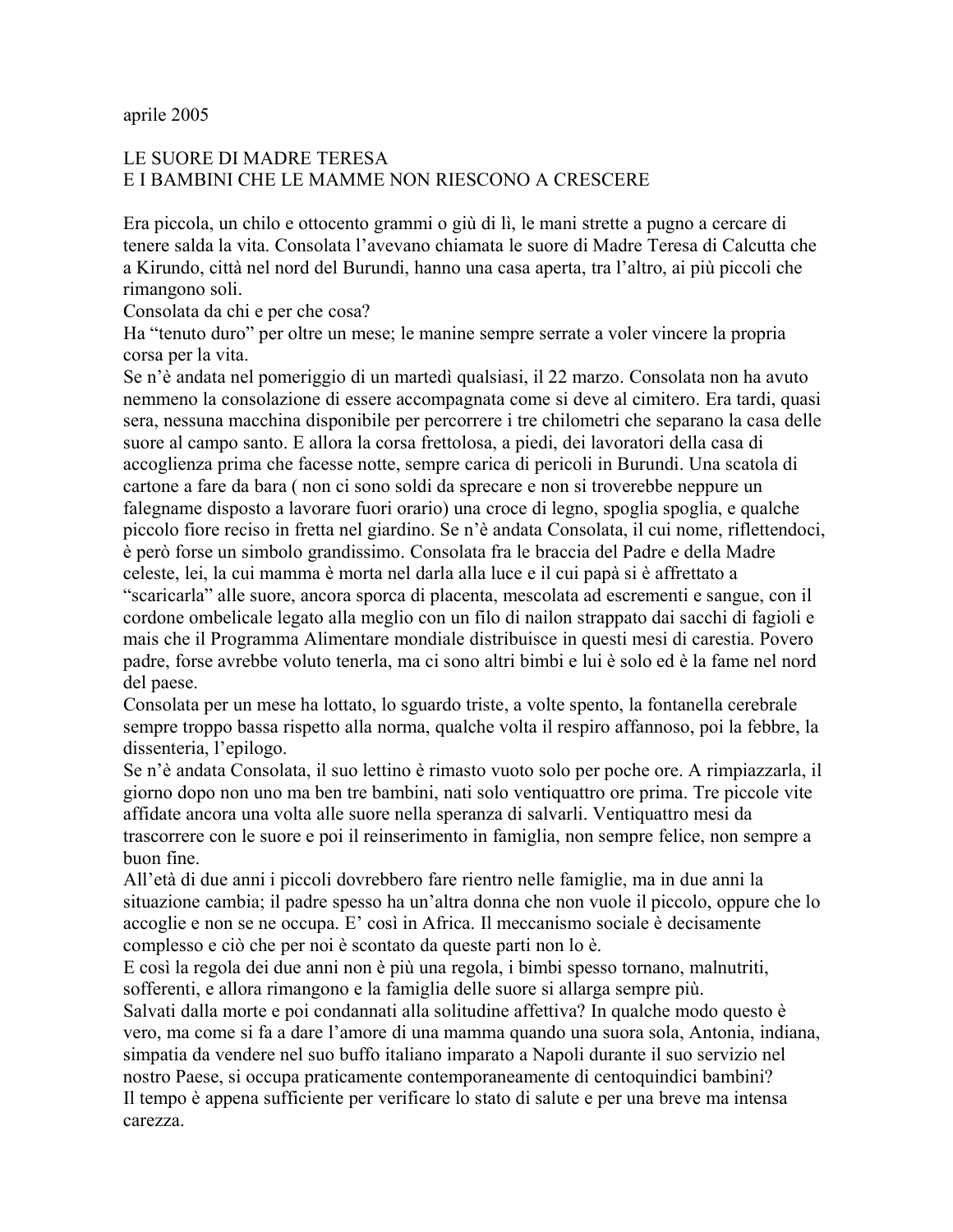aprile 2005

## LE SUORE DI MADRE TERESA
## E I BAMBINI CHE LE MAMME NON RIESCONO A CRESCERE

Era piccola, un chilo e ottocento grammi o giù di lì, le mani strette a pugno a cercare di tenere salda la vita. Consolata l'avevano chiamata le suore di Madre Teresa di Calcutta che a Kirundo, città nel nord del Burundi, hanno una casa aperta, tra l'altro, ai più piccoli che rimangono soli.

Consolata da chi e per che cosa?

Ha "tenuto duro" per oltre un mese; le manine sempre serrate a voler vincere la propria corsa per la vita.

Se n'è andata nel pomeriggio di un martedì qualsiasi, il 22 marzo. Consolata non ha avuto nemmeno la consolazione di essere accompagnata come si deve al cimitero. Era tardi, quasi sera, nessuna macchina disponibile per percorrere i tre chilometri che separano la casa delle suore al campo santo. E allora la corsa frettolosa, a piedi, dei lavoratori della casa di accoglienza prima che facesse notte, sempre carica di pericoli in Burundi. Una scatola di cartone a fare da bara ( non ci sono soldi da sprecare e non si troverebbe neppure un falegname disposto a lavorare fuori orario) una croce di legno, spoglia spoglia, e qualche piccolo fiore reciso in fretta nel giardino. Se n'è andata Consolata, il cui nome, riflettendoci, è però forse un simbolo grandissimo. Consolata fra le braccia del Padre e della Madre celeste, lei, la cui mamma è morta nel darla alla luce e il cui papà si è affrettato a "scaricarla" alle suore, ancora sporca di placenta, mescolata ad escrementi e sangue, con il cordone ombelicale legato alla meglio con un filo di nailon strappato dai sacchi di fagioli e mais che il Programma Alimentare mondiale distribuisce in questi mesi di carestia. Povero padre, forse avrebbe voluto tenerla, ma ci sono altri bimbi e lui è solo ed è la fame nel nord del paese.

Consolata per un mese ha lottato, lo sguardo triste, a volte spento, la fontanella cerebrale sempre troppo bassa rispetto alla norma, qualche volta il respiro affannoso, poi la febbre, la dissenteria, l'epilogo.

Se n'è andata Consolata, il suo lettino è rimasto vuoto solo per poche ore. A rimpiazzarla, il giorno dopo non uno ma ben tre bambini, nati solo ventiquattro ore prima. Tre piccole vite affidate ancora una volta alle suore nella speranza di salvarli. Ventiquattro mesi da trascorrere con le suore e poi il reinserimento in famiglia, non sempre felice, non sempre a buon fine.

All'età di due anni i piccoli dovrebbero fare rientro nelle famiglie, ma in due anni la situazione cambia; il padre spesso ha un'altra donna che non vuole il piccolo, oppure che lo accoglie e non se ne occupa. E' così in Africa. Il meccanismo sociale è decisamente complesso e ciò che per noi è scontato da queste parti non lo è.

E così la regola dei due anni non è più una regola, i bimbi spesso tornano, malnutriti, sofferenti, e allora rimangono e la famiglia delle suore si allarga sempre più.

Salvati dalla morte e poi condannati alla solitudine affettiva? In qualche modo questo è vero, ma come si fa a dare l'amore di una mamma quando una suora sola, Antonia, indiana, simpatia da vendere nel suo buffo italiano imparato a Napoli durante il suo servizio nel nostro Paese, si occupa praticamente contemporaneamente di centoquindici bambini?

Il tempo è appena sufficiente per verificare lo stato di salute e per una breve ma intensa carezza.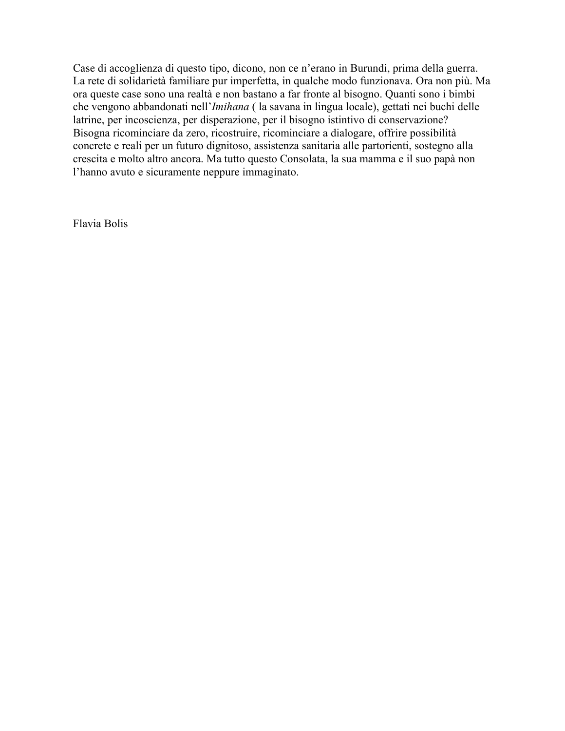Case di accoglienza di questo tipo, dicono, non ce n'erano in Burundi, prima della guerra. La rete di solidarietà familiare pur imperfetta, in qualche modo funzionava. Ora non più. Ma ora queste case sono una realtà e non bastano a far fronte al bisogno. Quanti sono i bimbi che vengono abbandonati nell'*Imihana* ( la savana in lingua locale), gettati nei buchi delle latrine, per incoscienza, per disperazione, per il bisogno istintivo di conservazione? Bisogna ricominciare da zero, ricostruire, ricominciare a dialogare, offrire possibilità concrete e reali per un futuro dignitoso, assistenza sanitaria alle partorienti, sostegno alla crescita e molto altro ancora. Ma tutto questo Consolata, la sua mamma e il suo papà non l'hanno avuto e sicuramente neppure immaginato.

Flavia Bolis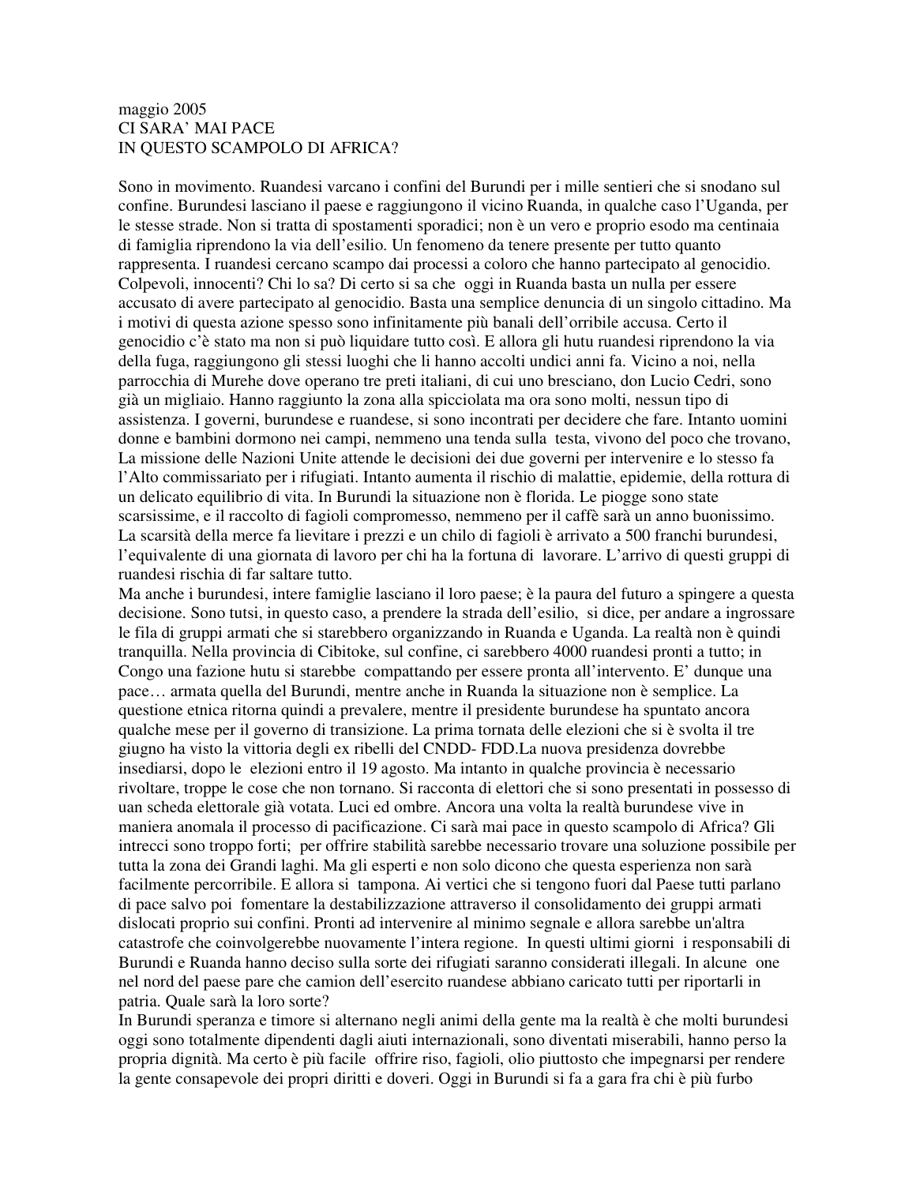maggio 2005

# CI SARA' MAI PACE
# IN QUESTO SCAMPOLO DI AFRICA?

Sono in movimento. Ruandesi varcano i confini del Burundi per i mille sentieri che si snodano sul confine. Burundesi lasciano il paese e raggiungono il vicino Ruanda, in qualche caso l'Uganda, per le stesse strade. Non si tratta di spostamenti sporadici; non è un vero e proprio esodo ma centinaia di famiglia riprendono la via dell'esilio. Un fenomeno da tenere presente per tutto quanto rappresenta. I ruandesi cercano scampo dai processi a coloro che hanno partecipato al genocidio. Colpevoli, innocenti? Chi lo sa? Di certo si sa che oggi in Ruanda basta un nulla per essere accusato di avere partecipato al genocidio. Basta una semplice denuncia di un singolo cittadino. Ma i motivi di questa azione spesso sono infinitamente più banali dell'orribile accusa. Certo il genocidio c'è stato ma non si può liquidare tutto così. E allora gli hutu ruandesi riprendono la via della fuga, raggiungono gli stessi luoghi che li hanno accolti undici anni fa. Vicino a noi, nella parrocchia di Murehe dove operano tre preti italiani, di cui uno bresciano, don Lucio Cedri, sono già un migliaio. Hanno raggiunto la zona alla spicciolata ma ora sono molti, nessun tipo di assistenza. I governi, burundese e ruandese, si sono incontrati per decidere che fare. Intanto uomini donne e bambini dormono nei campi, nemmeno una tenda sulla testa, vivono del poco che trovano, La missione delle Nazioni Unite attende le decisioni dei due governi per intervenire e lo stesso fa l'Alto commissariato per i rifugiati. Intanto aumenta il rischio di malattie, epidemie, della rottura di un delicato equilibrio di vita. In Burundi la situazione non è florida. Le piogge sono state scarsissime, e il raccolto di fagioli compromesso, nemmeno per il caffè sarà un anno buonissimo. La scarsità della merce fa lievitare i prezzi e un chilo di fagioli è arrivato a 500 franchi burundesi, l'equivalente di una giornata di lavoro per chi ha la fortuna di lavorare. L'arrivo di questi gruppi di ruandesi rischia di far saltare tutto.

Ma anche i burundesi, intere famiglie lasciano il loro paese; è la paura del futuro a spingere a questa decisione. Sono tutsi, in questo caso, a prendere la strada dell'esilio, si dice, per andare a ingrossare le fila di gruppi armati che si starebbero organizzando in Ruanda e Uganda. La realtà non è quindi tranquilla. Nella provincia di Cibitoke, sul confine, ci sarebbero 4000 ruandesi pronti a tutto; in Congo una fazione hutu si starebbe compattando per essere pronta all'intervento. E' dunque una pace… armata quella del Burundi, mentre anche in Ruanda la situazione non è semplice. La questione etnica ritorna quindi a prevalere, mentre il presidente burundese ha spuntato ancora qualche mese per il governo di transizione. La prima tornata delle elezioni che si è svolta il tre giugno ha visto la vittoria degli ex ribelli del CNDD- FDD.La nuova presidenza dovrebbe insediarsi, dopo le elezioni entro il 19 agosto. Ma intanto in qualche provincia è necessario rivoltare, troppe le cose che non tornano. Si racconta di elettori che si sono presentati in possesso di uan scheda elettorale già votata. Luci ed ombre. Ancora una volta la realtà burundese vive in maniera anomala il processo di pacificazione. Ci sarà mai pace in questo scampolo di Africa? Gli intrecci sono troppo forti; per offrire stabilità sarebbe necessario trovare una soluzione possibile per tutta la zona dei Grandi laghi. Ma gli esperti e non solo dicono che questa esperienza non sarà facilmente percorribile. E allora si tampona. Ai vertici che si tengono fuori dal Paese tutti parlano di pace salvo poi fomentare la destabilizzazione attraverso il consolidamento dei gruppi armati dislocati proprio sui confini. Pronti ad intervenire al minimo segnale e allora sarebbe un'altra catastrofe che coinvolgerebbe nuovamente l'intera regione. In questi ultimi giorni i responsabili di Burundi e Ruanda hanno deciso sulla sorte dei rifugiati saranno considerati illegali. In alcune one nel nord del paese pare che camion dell'esercito ruandese abbiano caricato tutti per riportarli in patria. Quale sarà la loro sorte?

In Burundi speranza e timore si alternano negli animi della gente ma la realtà è che molti burundesi oggi sono totalmente dipendenti dagli aiuti internazionali, sono diventati miserabili, hanno perso la propria dignità. Ma certo è più facile offrire riso, fagioli, olio piuttosto che impegnarsi per rendere la gente consapevole dei propri diritti e doveri. Oggi in Burundi si fa a gara fra chi è più furbo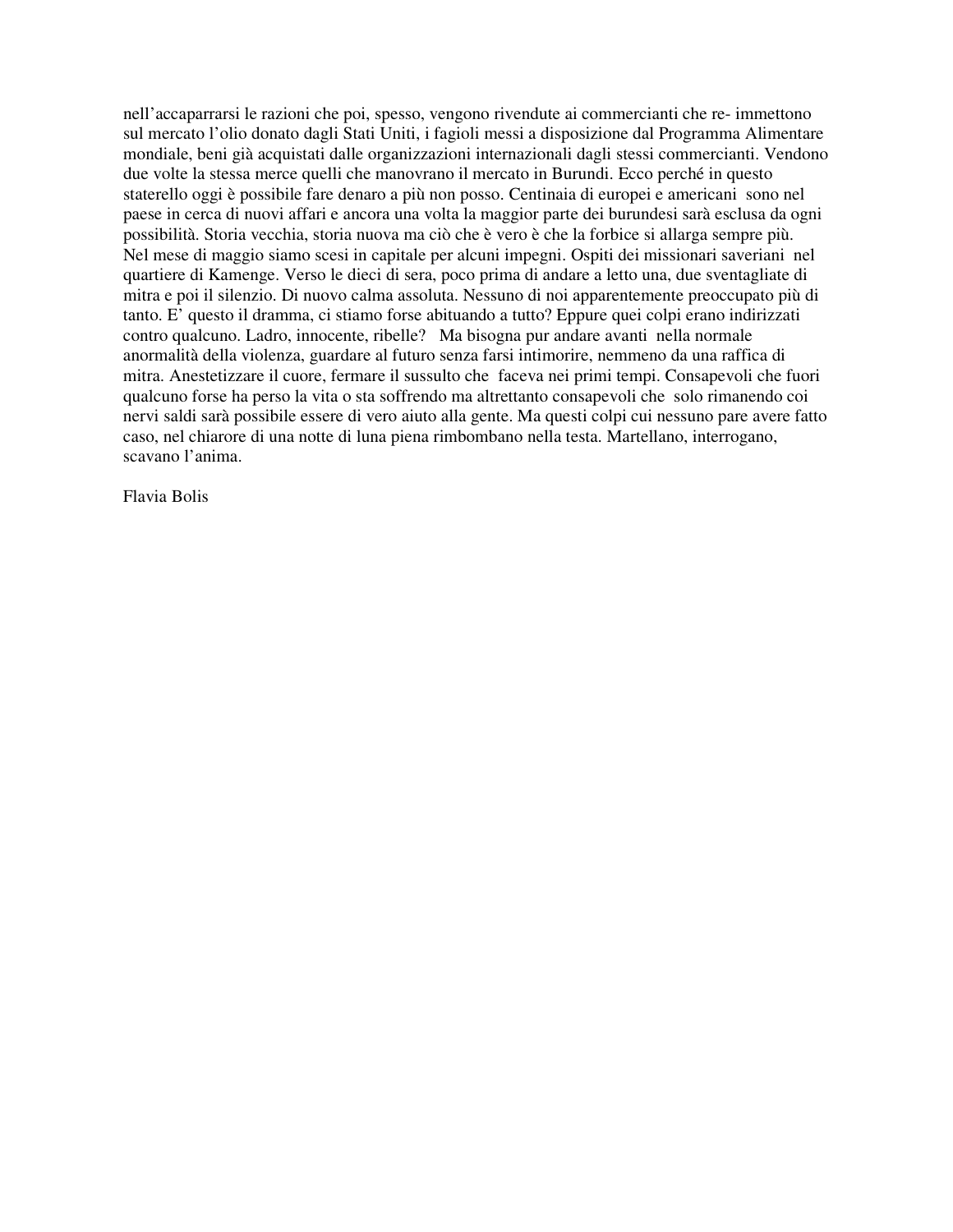nell'accaparrarsi le razioni che poi, spesso, vengono rivendute ai commercianti che re- immettono sul mercato l'olio donato dagli Stati Uniti, i fagioli messi a disposizione dal Programma Alimentare mondiale, beni già acquistati dalle organizzazioni internazionali dagli stessi commercianti. Vendono due volte la stessa merce quelli che manovrano il mercato in Burundi. Ecco perché in questo staterello oggi è possibile fare denaro a più non posso. Centinaia di europei e americani sono nel paese in cerca di nuovi affari e ancora una volta la maggior parte dei burundesi sarà esclusa da ogni possibilità. Storia vecchia, storia nuova ma ciò che è vero è che la forbice si allarga sempre più.
Nel mese di maggio siamo scesi in capitale per alcuni impegni. Ospiti dei missionari saveriani nel quartiere di Kamenge. Verso le dieci di sera, poco prima di andare a letto una, due sventagliate di mitra e poi il silenzio. Di nuovo calma assoluta. Nessuno di noi apparentemente preoccupato più di tanto. E' questo il dramma, ci stiamo forse abituando a tutto? Eppure quei colpi erano indirizzati contro qualcuno. Ladro, innocente, ribelle? Ma bisogna pur andare avanti nella normale anormalità della violenza, guardare al futuro senza farsi intimorire, nemmeno da una raffica di mitra. Anestetizzare il cuore, fermare il sussulto che faceva nei primi tempi. Consapevoli che fuori qualcuno forse ha perso la vita o sta soffrendo ma altrettanto consapevoli che solo rimanendo coi nervi saldi sarà possibile essere di vero aiuto alla gente. Ma questi colpi cui nessuno pare avere fatto caso, nel chiarore di una notte di luna piena rimbombano nella testa. Martellano, interrogano, scavano l'anima.

Flavia Bolis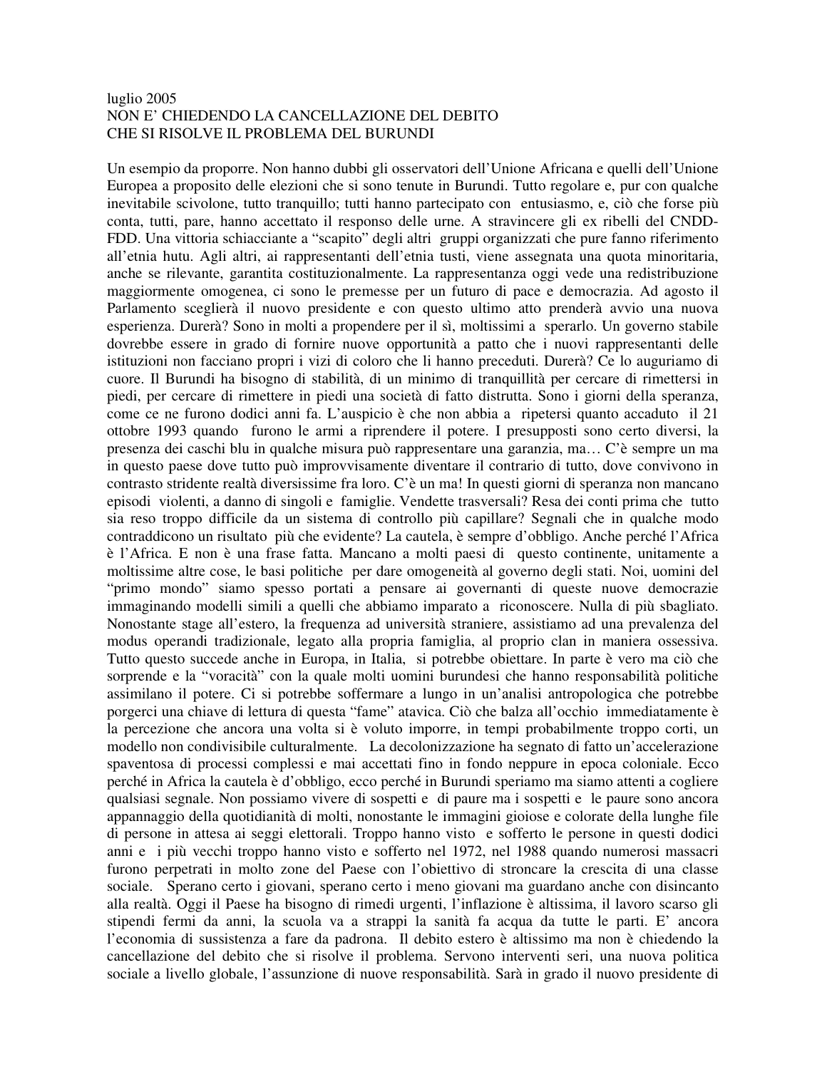luglio 2005

NON E' CHIEDENDO LA CANCELLAZIONE DEL DEBITO
CHE SI RISOLVE IL PROBLEMA DEL BURUNDI

Un esempio da proporre. Non hanno dubbi gli osservatori dell'Unione Africana e quelli dell'Unione Europea a proposito delle elezioni che si sono tenute in Burundi. Tutto regolare e, pur con qualche inevitabile scivolone, tutto tranquillo; tutti hanno partecipato con entusiasmo, e, ciò che forse più conta, tutti, pare, hanno accettato il responso delle urne. A stravincere gli ex ribelli del CNDD-FDD. Una vittoria schiacciante a "scapito" degli altri gruppi organizzati che pure fanno riferimento all'etnia hutu. Agli altri, ai rappresentanti dell'etnia tusti, viene assegnata una quota minoritaria, anche se rilevante, garantita costituzionalmente. La rappresentanza oggi vede una redistribuzione maggiormente omogenea, ci sono le premesse per un futuro di pace e democrazia. Ad agosto il Parlamento sceglierà il nuovo presidente e con questo ultimo atto prenderà avvio una nuova esperienza. Durerà? Sono in molti a propendere per il sì, moltissimi a sperarlo. Un governo stabile dovrebbe essere in grado di fornire nuove opportunità a patto che i nuovi rappresentanti delle istituzioni non facciano propri i vizi di coloro che li hanno preceduti. Durerà? Ce lo auguriamo di cuore. Il Burundi ha bisogno di stabilità, di un minimo di tranquillità per cercare di rimettersi in piedi, per cercare di rimettere in piedi una società di fatto distrutta. Sono i giorni della speranza, come ce ne furono dodici anni fa. L'auspicio è che non abbia a ripetersi quanto accaduto il 21 ottobre 1993 quando furono le armi a riprendere il potere. I presupposti sono certo diversi, la presenza dei caschi blu in qualche misura può rappresentare una garanzia, ma… C'è sempre un ma in questo paese dove tutto può improvvisamente diventare il contrario di tutto, dove convivono in contrasto stridente realtà diversissime fra loro. C'è un ma! In questi giorni di speranza non mancano episodi violenti, a danno di singoli e famiglie. Vendette trasversali? Resa dei conti prima che tutto sia reso troppo difficile da un sistema di controllo più capillare? Segnali che in qualche modo contraddicono un risultato più che evidente? La cautela, è sempre d'obbligo. Anche perché l'Africa è l'Africa. E non è una frase fatta. Mancano a molti paesi di questo continente, unitamente a moltissime altre cose, le basi politiche per dare omogeneità al governo degli stati. Noi, uomini del "primo mondo" siamo spesso portati a pensare ai governanti di queste nuove democrazie immaginando modelli simili a quelli che abbiamo imparato a riconoscere. Nulla di più sbagliato. Nonostante stage all'estero, la frequenza ad università straniere, assistiamo ad una prevalenza del modus operandi tradizionale, legato alla propria famiglia, al proprio clan in maniera ossessiva. Tutto questo succede anche in Europa, in Italia, si potrebbe obiettare. In parte è vero ma ciò che sorprende e la "voracità" con la quale molti uomini burundesi che hanno responsabilità politiche assimilano il potere. Ci si potrebbe soffermare a lungo in un'analisi antropologica che potrebbe porgerci una chiave di lettura di questa "fame" atavica. Ciò che balza all'occhio immediatamente è la percezione che ancora una volta si è voluto imporre, in tempi probabilmente troppo corti, un modello non condivisibile culturalmente. La decolonizzazione ha segnato di fatto un'accelerazione spaventosa di processi complessi e mai accettati fino in fondo neppure in epoca coloniale. Ecco perché in Africa la cautela è d'obbligo, ecco perché in Burundi speriamo ma siamo attenti a cogliere qualsiasi segnale. Non possiamo vivere di sospetti e di paure ma i sospetti e le paure sono ancora appannaggio della quotidianità di molti, nonostante le immagini gioiose e colorate della lunghe file di persone in attesa ai seggi elettorali. Troppo hanno visto e sofferto le persone in questi dodici anni e i più vecchi troppo hanno visto e sofferto nel 1972, nel 1988 quando numerosi massacri furono perpetrati in molto zone del Paese con l'obiettivo di stroncare la crescita di una classe sociale. Sperano certo i giovani, sperano certo i meno giovani ma guardano anche con disincanto alla realtà. Oggi il Paese ha bisogno di rimedi urgenti, l'inflazione è altissima, il lavoro scarso gli stipendi fermi da anni, la scuola va a strappi la sanità fa acqua da tutte le parti. E' ancora l'economia di sussistenza a fare da padrona. Il debito estero è altissimo ma non è chiedendo la cancellazione del debito che si risolve il problema. Servono interventi seri, una nuova politica sociale a livello globale, l'assunzione di nuove responsabilità. Sarà in grado il nuovo presidente di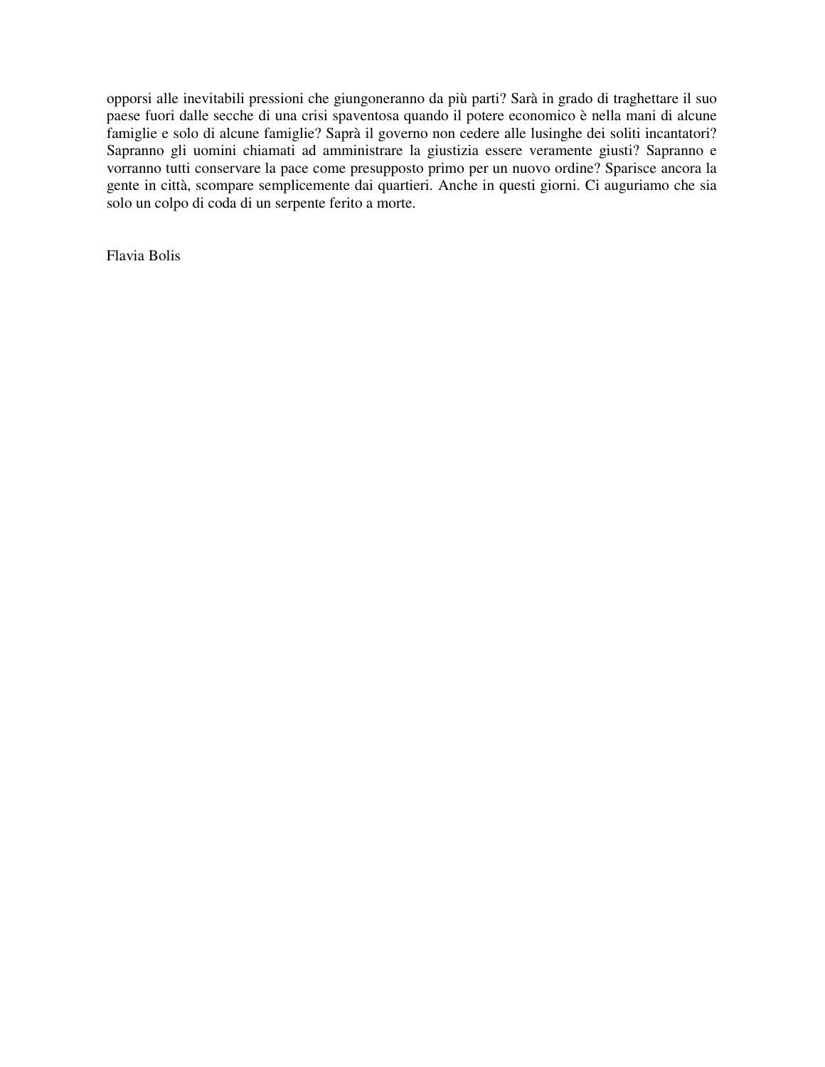opporsi alle inevitabili pressioni che giungoneranno da più parti? Sarà in grado di traghettare il suo paese fuori dalle secche di una crisi spaventosa quando il potere economico è nella mani di alcune famiglie e solo di alcune famiglie? Saprà il governo non cedere alle lusinghe dei soliti incantatori? Sapranno gli uomini chiamati ad amministrare la giustizia essere veramente giusti? Sapranno e vorranno tutti conservare la pace come presupposto primo per un nuovo ordine? Sparisce ancora la gente in città, scompare semplicemente dai quartieri. Anche in questi giorni. Ci auguriamo che sia solo un colpo di coda di un serpente ferito a morte.

Flavia Bolis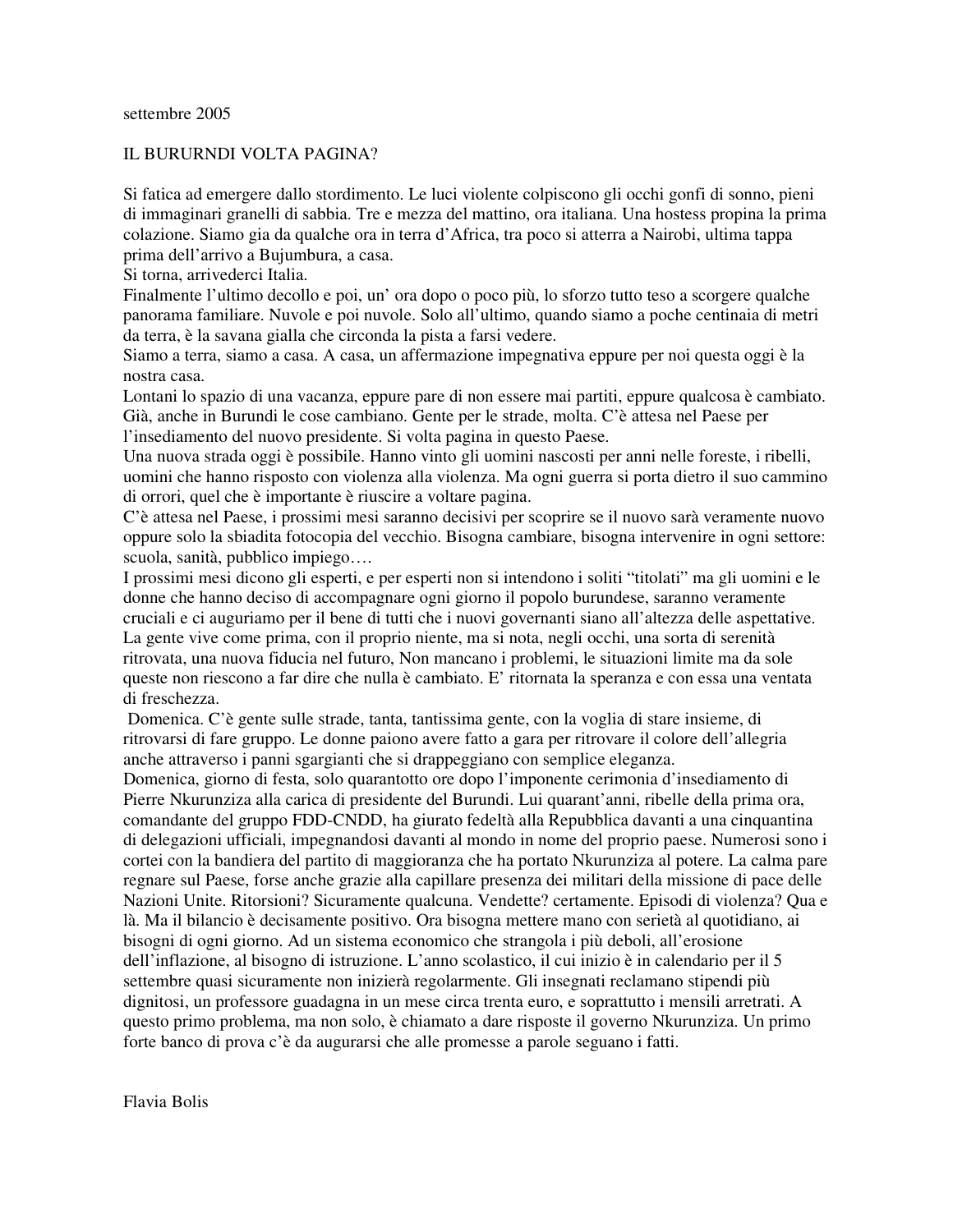settembre 2005

# IL BURURNDI VOLTA PAGINA?

Si fatica ad emergere dallo stordimento. Le luci violente colpiscono gli occhi gonfi di sonno, pieni di immaginari granelli di sabbia. Tre e mezza del mattino, ora italiana. Una hostess propina la prima colazione. Siamo gia da qualche ora in terra d'Africa, tra poco si atterra a Nairobi, ultima tappa prima dell'arrivo a Bujumbura, a casa.
Si torna, arrivederci Italia.
Finalmente l'ultimo decollo e poi, un' ora dopo o poco più, lo sforzo tutto teso a scorgere qualche panorama familiare. Nuvole e poi nuvole. Solo all'ultimo, quando siamo a poche centinaia di metri da terra, è la savana gialla che circonda la pista a farsi vedere.
Siamo a terra, siamo a casa. A casa, un affermazione impegnativa eppure per noi questa oggi è la nostra casa.
Lontani lo spazio di una vacanza, eppure pare di non essere mai partiti, eppure qualcosa è cambiato. Già, anche in Burundi le cose cambiano. Gente per le strade, molta. C'è attesa nel Paese per l'insediamento del nuovo presidente. Si volta pagina in questo Paese.
Una nuova strada oggi è possibile. Hanno vinto gli uomini nascosti per anni nelle foreste, i ribelli, uomini che hanno risposto con violenza alla violenza. Ma ogni guerra si porta dietro il suo cammino di orrori, quel che è importante è riuscire a voltare pagina.
C'è attesa nel Paese, i prossimi mesi saranno decisivi per scoprire se il nuovo sarà veramente nuovo oppure solo la sbiadita fotocopia del vecchio. Bisogna cambiare, bisogna intervenire in ogni settore: scuola, sanità, pubblico impiego….
I prossimi mesi dicono gli esperti, e per esperti non si intendono i soliti "titolati" ma gli uomini e le donne che hanno deciso di accompagnare ogni giorno il popolo burundese, saranno veramente cruciali e ci auguriamo per il bene di tutti che i nuovi governanti siano all'altezza delle aspettative.
La gente vive come prima, con il proprio niente, ma si nota, negli occhi, una sorta di serenità ritrovata, una nuova fiducia nel futuro, Non mancano i problemi, le situazioni limite ma da sole queste non riescono a far dire che nulla è cambiato. E' ritornata la speranza e con essa una ventata di freschezza.
Domenica. C'è gente sulle strade, tanta, tantissima gente, con la voglia di stare insieme, di ritrovarsi di fare gruppo. Le donne paiono avere fatto a gara per ritrovare il colore dell'allegria anche attraverso i panni sgargianti che si drappeggiano con semplice eleganza.
Domenica, giorno di festa, solo quarantotto ore dopo l'imponente cerimonia d'insediamento di Pierre Nkurunziza alla carica di presidente del Burundi. Lui quarant'anni, ribelle della prima ora, comandante del gruppo FDD-CNDD, ha giurato fedeltà alla Repubblica davanti a una cinquantina di delegazioni ufficiali, impegnandosi davanti al mondo in nome del proprio paese. Numerosi sono i cortei con la bandiera del partito di maggioranza che ha portato Nkurunziza al potere. La calma pare regnare sul Paese, forse anche grazie alla capillare presenza dei militari della missione di pace delle Nazioni Unite. Ritorsioni? Sicuramente qualcuna. Vendette? certamente. Episodi di violenza? Qua e là. Ma il bilancio è decisamente positivo. Ora bisogna mettere mano con serietà al quotidiano, ai bisogni di ogni giorno. Ad un sistema economico che strangola i più deboli, all'erosione dell'inflazione, al bisogno di istruzione. L'anno scolastico, il cui inizio è in calendario per il 5 settembre quasi sicuramente non inizierà regolarmente. Gli insegnati reclamano stipendi più dignitosi, un professore guadagna in un mese circa trenta euro, e soprattutto i mensili arretrati. A questo primo problema, ma non solo, è chiamato a dare risposte il governo Nkurunziza. Un primo forte banco di prova c'è da augurarsi che alle promesse a parole seguano i fatti.

Flavia Bolis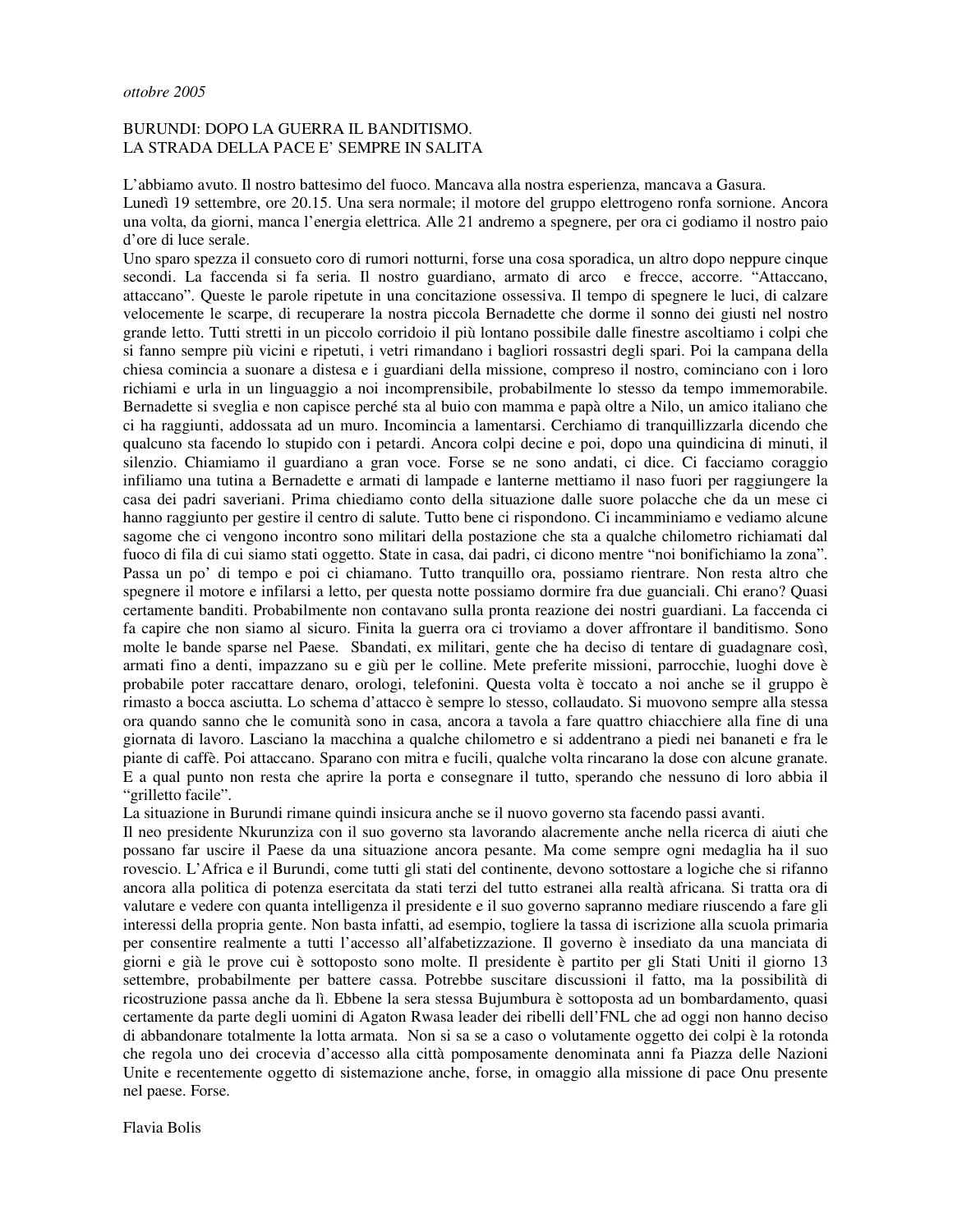*ottobre 2005*

BURUNDI: DOPO LA GUERRA IL BANDITISMO.
LA STRADA DELLA PACE E' SEMPRE IN SALITA

L'abbiamo avuto. Il nostro battesimo del fuoco. Mancava alla nostra esperienza, mancava a Gasura.
Lunedì 19 settembre, ore 20.15. Una sera normale; il motore del gruppo elettrogeno ronfa sornione. Ancora una volta, da giorni, manca l'energia elettrica. Alle 21 andremo a spegnere, per ora ci godiamo il nostro paio d'ore di luce serale.
Uno sparo spezza il consueto coro di rumori notturni, forse una cosa sporadica, un altro dopo neppure cinque secondi. La faccenda si fa seria. Il nostro guardiano, armato di arco e frecce, accorre. "Attaccano, attaccano". Queste le parole ripetute in una concitazione ossessiva. Il tempo di spegnere le luci, di calzare velocemente le scarpe, di recuperare la nostra piccola Bernadette che dorme il sonno dei giusti nel nostro grande letto. Tutti stretti in un piccolo corridoio il più lontano possibile dalle finestre ascoltiamo i colpi che si fanno sempre più vicini e ripetuti, i vetri rimandano i bagliori rossastri degli spari. Poi la campana della chiesa comincia a suonare a distesa e i guardiani della missione, compreso il nostro, cominciano con i loro richiami e urla in un linguaggio a noi incomprensibile, probabilmente lo stesso da tempo immemorabile. Bernadette si sveglia e non capisce perché sta al buio con mamma e papà oltre a Nilo, un amico italiano che ci ha raggiunti, addossata ad un muro. Incomincia a lamentarsi. Cerchiamo di tranquillizzarla dicendo che qualcuno sta facendo lo stupido con i petardi. Ancora colpi decine e poi, dopo una quindicina di minuti, il silenzio. Chiamiamo il guardiano a gran voce. Forse se ne sono andati, ci dice. Ci facciamo coraggio infiliamo una tutina a Bernadette e armati di lampade e lanterne mettiamo il naso fuori per raggiungere la casa dei padri saveriani. Prima chiediamo conto della situazione dalle suore polacche che da un mese ci hanno raggiunto per gestire il centro di salute. Tutto bene ci rispondono. Ci incamminiamo e vediamo alcune sagome che ci vengono incontro sono militari della postazione che sta a qualche chilometro richiamati dal fuoco di fila di cui siamo stati oggetto. State in casa, dai padri, ci dicono mentre "noi bonifichiamo la zona". Passa un po' di tempo e poi ci chiamano. Tutto tranquillo ora, possiamo rientrare. Non resta altro che spegnere il motore e infilarsi a letto, per questa notte possiamo dormire fra due guanciali. Chi erano? Quasi certamente banditi. Probabilmente non contavano sulla pronta reazione dei nostri guardiani. La faccenda ci fa capire che non siamo al sicuro. Finita la guerra ora ci troviamo a dover affrontare il banditismo. Sono molte le bande sparse nel Paese. Sbandati, ex militari, gente che ha deciso di tentare di guadagnare così, armati fino a denti, impazzano su e giù per le colline. Mete preferite missioni, parrocchie, luoghi dove è probabile poter raccattare denaro, orologi, telefonini. Questa volta è toccato a noi anche se il gruppo è rimasto a bocca asciutta. Lo schema d'attacco è sempre lo stesso, collaudato. Si muovono sempre alla stessa ora quando sanno che le comunità sono in casa, ancora a tavola a fare quattro chiacchiere alla fine di una giornata di lavoro. Lasciano la macchina a qualche chilometro e si addentrano a piedi nei bananeti e fra le piante di caffè. Poi attaccano. Sparano con mitra e fucili, qualche volta rincarano la dose con alcune granate. E a qual punto non resta che aprire la porta e consegnare il tutto, sperando che nessuno di loro abbia il "grilletto facile".
La situazione in Burundi rimane quindi insicura anche se il nuovo governo sta facendo passi avanti.
Il neo presidente Nkurunziza con il suo governo sta lavorando alacremente anche nella ricerca di aiuti che possano far uscire il Paese da una situazione ancora pesante. Ma come sempre ogni medaglia ha il suo rovescio. L'Africa e il Burundi, come tutti gli stati del continente, devono sottostare a logiche che si rifanno ancora alla politica di potenza esercitata da stati terzi del tutto estranei alla realtà africana. Si tratta ora di valutare e vedere con quanta intelligenza il presidente e il suo governo sapranno mediare riuscendo a fare gli interessi della propria gente. Non basta infatti, ad esempio, togliere la tassa di iscrizione alla scuola primaria per consentire realmente a tutti l'accesso all'alfabetizzazione. Il governo è insediato da una manciata di giorni e già le prove cui è sottoposto sono molte. Il presidente è partito per gli Stati Uniti il giorno 13 settembre, probabilmente per battere cassa. Potrebbe suscitare discussioni il fatto, ma la possibilità di ricostruzione passa anche da lì. Ebbene la sera stessa Bujumbura è sottoposta ad un bombardamento, quasi certamente da parte degli uomini di Agaton Rwasa leader dei ribelli dell'FNL che ad oggi non hanno deciso di abbandonare totalmente la lotta armata. Non si sa se a caso o volutamente oggetto dei colpi è la rotonda che regola uno dei crocevia d'accesso alla città pomposamente denominata anni fa Piazza delle Nazioni Unite e recentemente oggetto di sistemazione anche, forse, in omaggio alla missione di pace Onu presente nel paese. Forse.

Flavia Bolis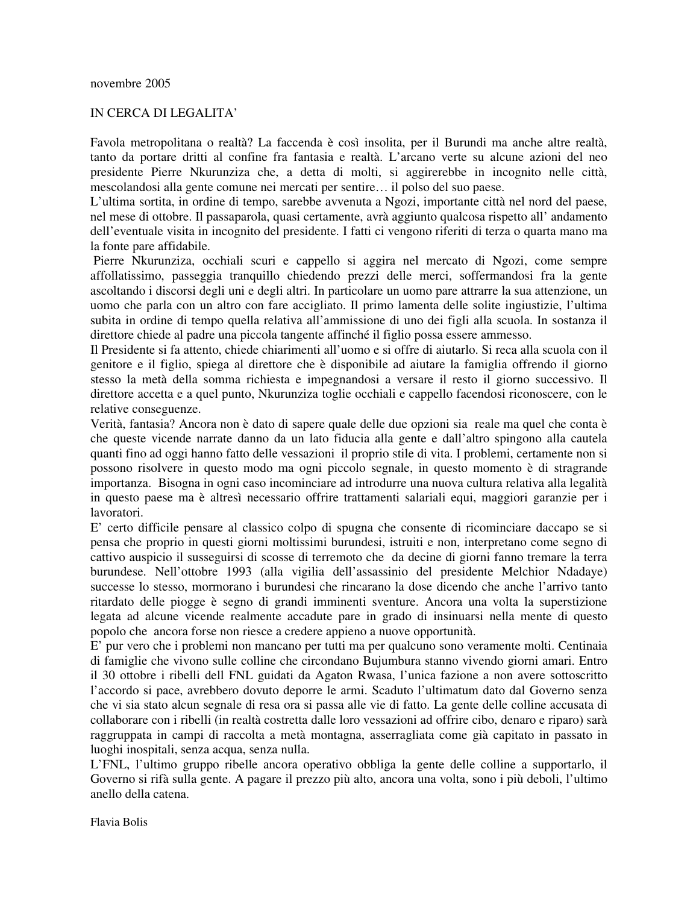novembre 2005

IN CERCA DI LEGALITA'

Favola metropolitana o realtà? La faccenda è così insolita, per il Burundi ma anche altre realtà, tanto da portare dritti al confine fra fantasia e realtà. L'arcano verte su alcune azioni del neo presidente Pierre Nkurunziza che, a detta di molti, si aggirerebbe in incognito nelle città, mescolandosi alla gente comune nei mercati per sentire… il polso del suo paese.
L'ultima sortita, in ordine di tempo, sarebbe avvenuta a Ngozi, importante città nel nord del paese, nel mese di ottobre. Il passaparola, quasi certamente, avrà aggiunto qualcosa rispetto all' andamento dell'eventuale visita in incognito del presidente. I fatti ci vengono riferiti di terza o quarta mano ma la fonte pare affidabile.
Pierre Nkurunziza, occhiali scuri e cappello si aggira nel mercato di Ngozi, come sempre affollatissimo, passeggia tranquillo chiedendo prezzi delle merci, soffermandosi fra la gente ascoltando i discorsi degli uni e degli altri. In particolare un uomo pare attrarre la sua attenzione, un uomo che parla con un altro con fare accigliato. Il primo lamenta delle solite ingiustizie, l'ultima subita in ordine di tempo quella relativa all'ammissione di uno dei figli alla scuola. In sostanza il direttore chiede al padre una piccola tangente affinché il figlio possa essere ammesso.
Il Presidente si fa attento, chiede chiarimenti all'uomo e si offre di aiutarlo. Si reca alla scuola con il genitore e il figlio, spiega al direttore che è disponibile ad aiutare la famiglia offrendo il giorno stesso la metà della somma richiesta e impegnandosi a versare il resto il giorno successivo. Il direttore accetta e a quel punto, Nkurunziza toglie occhiali e cappello facendosi riconoscere, con le relative conseguenze.
Verità, fantasia? Ancora non è dato di sapere quale delle due opzioni sia reale ma quel che conta è che queste vicende narrate danno da un lato fiducia alla gente e dall'altro spingono alla cautela quanti fino ad oggi hanno fatto delle vessazioni il proprio stile di vita. I problemi, certamente non si possono risolvere in questo modo ma ogni piccolo segnale, in questo momento è di stragrande importanza. Bisogna in ogni caso incominciare ad introdurre una nuova cultura relativa alla legalità in questo paese ma è altresì necessario offrire trattamenti salariali equi, maggiori garanzie per i lavoratori.
E' certo difficile pensare al classico colpo di spugna che consente di ricominciare daccapo se si pensa che proprio in questi giorni moltissimi burundesi, istruiti e non, interpretano come segno di cattivo auspicio il susseguirsi di scosse di terremoto che da decine di giorni fanno tremare la terra burundese. Nell'ottobre 1993 (alla vigilia dell'assassinio del presidente Melchior Ndadaye) successe lo stesso, mormorano i burundesi che rincarano la dose dicendo che anche l'arrivo tanto ritardato delle piogge è segno di grandi imminenti sventure. Ancora una volta la superstizione legata ad alcune vicende realmente accadute pare in grado di insinuarsi nella mente di questo popolo che ancora forse non riesce a credere appieno a nuove opportunità.
E' pur vero che i problemi non mancano per tutti ma per qualcuno sono veramente molti. Centinaia di famiglie che vivono sulle colline che circondano Bujumbura stanno vivendo giorni amari. Entro il 30 ottobre i ribelli dell FNL guidati da Agaton Rwasa, l'unica fazione a non avere sottoscritto l'accordo si pace, avrebbero dovuto deporre le armi. Scaduto l'ultimatum dato dal Governo senza che vi sia stato alcun segnale di resa ora si passa alle vie di fatto. La gente delle colline accusata di collaborare con i ribelli (in realtà costretta dalle loro vessazioni ad offrire cibo, denaro e riparo) sarà raggruppata in campi di raccolta a metà montagna, asserragliata come già capitato in passato in luoghi inospitali, senza acqua, senza nulla.
L'FNL, l'ultimo gruppo ribelle ancora operativo obbliga la gente delle colline a supportarlo, il Governo si rifà sulla gente. A pagare il prezzo più alto, ancora una volta, sono i più deboli, l'ultimo anello della catena.

Flavia Bolis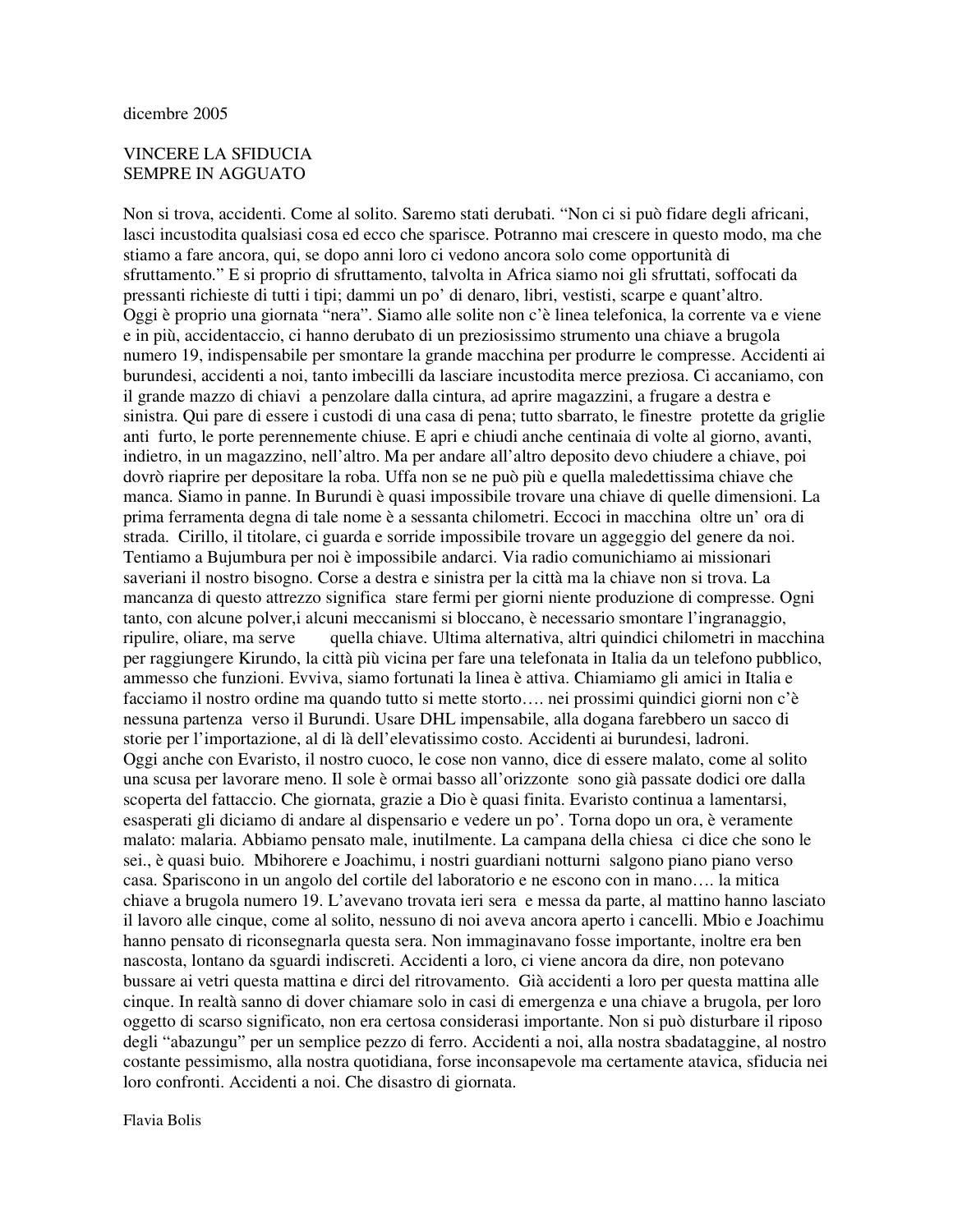dicembre 2005

# VINCERE LA SFIDUCIA
# SEMPRE IN AGGUATO

Non si trova, accidenti. Come al solito. Saremo stati derubati. “Non ci si può fidare degli africani, lasci incustodita qualsiasi cosa ed ecco che sparisce. Potranno mai crescere in questo modo, ma che stiamo a fare ancora, qui, se dopo anni loro ci vedono ancora solo come opportunità di sfruttamento.” E si proprio di sfruttamento, talvolta in Africa siamo noi gli sfruttati, soffocati da pressanti richieste di tutti i tipi; dammi un po’ di denaro, libri, vestisti, scarpe e quant’altro.
Oggi è proprio una giornata “nera”. Siamo alle solite non c’è linea telefonica, la corrente va e viene e in più, accidentaccio, ci hanno derubato di un preziosissimo strumento una chiave a brugola numero 19, indispensabile per smontare la grande macchina per produrre le compresse. Accidenti ai burundesi, accidenti a noi, tanto imbecilli da lasciare incustodita merce preziosa. Ci accaniamo, con il grande mazzo di chiavi a penzolare dalla cintura, ad aprire magazzini, a frugare a destra e sinistra. Qui pare di essere i custodi di una casa di pena; tutto sbarrato, le finestre protette da griglie anti furto, le porte perennemente chiuse. E apri e chiudi anche centinaia di volte al giorno, avanti, indietro, in un magazzino, nell’altro. Ma per andare all’altro deposito devo chiudere a chiave, poi dovrò riaprire per depositare la roba. Uffa non se ne può più e quella maledettissima chiave che manca. Siamo in panne. In Burundi è quasi impossibile trovare una chiave di quelle dimensioni. La prima ferramenta degna di tale nome è a sessanta chilometri. Eccoci in macchina oltre un’ ora di strada. Cirillo, il titolare, ci guarda e sorride impossibile trovare un aggeggio del genere da noi. Tentiamo a Bujumbura per noi è impossibile andarci. Via radio comunichiamo ai missionari saveriani il nostro bisogno. Corse a destra e sinistra per la città ma la chiave non si trova. La mancanza di questo attrezzo significa stare fermi per giorni niente produzione di compresse. Ogni tanto, con alcune polver,i alcuni meccanismi si bloccano, è necessario smontare l’ingranaggio, ripulire, oliare, ma serve quella chiave. Ultima alternativa, altri quindici chilometri in macchina per raggiungere Kirundo, la città più vicina per fare una telefonata in Italia da un telefono pubblico, ammesso che funzioni. Evviva, siamo fortunati la linea è attiva. Chiamiamo gli amici in Italia e facciamo il nostro ordine ma quando tutto si mette storto…. nei prossimi quindici giorni non c’è nessuna partenza verso il Burundi. Usare DHL impensabile, alla dogana farebbero un sacco di storie per l’importazione, al di là dell’elevatissimo costo. Accidenti ai burundesi, ladroni.
Oggi anche con Evaristo, il nostro cuoco, le cose non vanno, dice di essere malato, come al solito una scusa per lavorare meno. Il sole è ormai basso all’orizzonte sono già passate dodici ore dalla scoperta del fattaccio. Che giornata, grazie a Dio è quasi finita. Evaristo continua a lamentarsi, esasperati gli diciamo di andare al dispensario e vedere un po’. Torna dopo un ora, è veramente malato: malaria. Abbiamo pensato male, inutilmente. La campana della chiesa ci dice che sono le sei., è quasi buio. Mbihorere e Joachimu, i nostri guardiani notturni salgono piano piano verso casa. Spariscono in un angolo del cortile del laboratorio e ne escono con in mano…. la mitica chiave a brugola numero 19. L’avevano trovata ieri sera e messa da parte, al mattino hanno lasciato il lavoro alle cinque, come al solito, nessuno di noi aveva ancora aperto i cancelli. Mbio e Joachimu hanno pensato di riconsegnarla questa sera. Non immaginavano fosse importante, inoltre era ben nascosta, lontano da sguardi indiscreti. Accidenti a loro, ci viene ancora da dire, non potevano bussare ai vetri questa mattina e dirci del ritrovamento. Già accidenti a loro per questa mattina alle cinque. In realtà sanno di dover chiamare solo in casi di emergenza e una chiave a brugola, per loro oggetto di scarso significato, non era certosa considerasi importante. Non si può disturbare il riposo degli “abazungu” per un semplice pezzo di ferro. Accidenti a noi, alla nostra sbadataggine, al nostro costante pessimismo, alla nostra quotidiana, forse inconsapevole ma certamente atavica, sfiducia nei loro confronti. Accidenti a noi. Che disastro di giornata.

Flavia Bolis